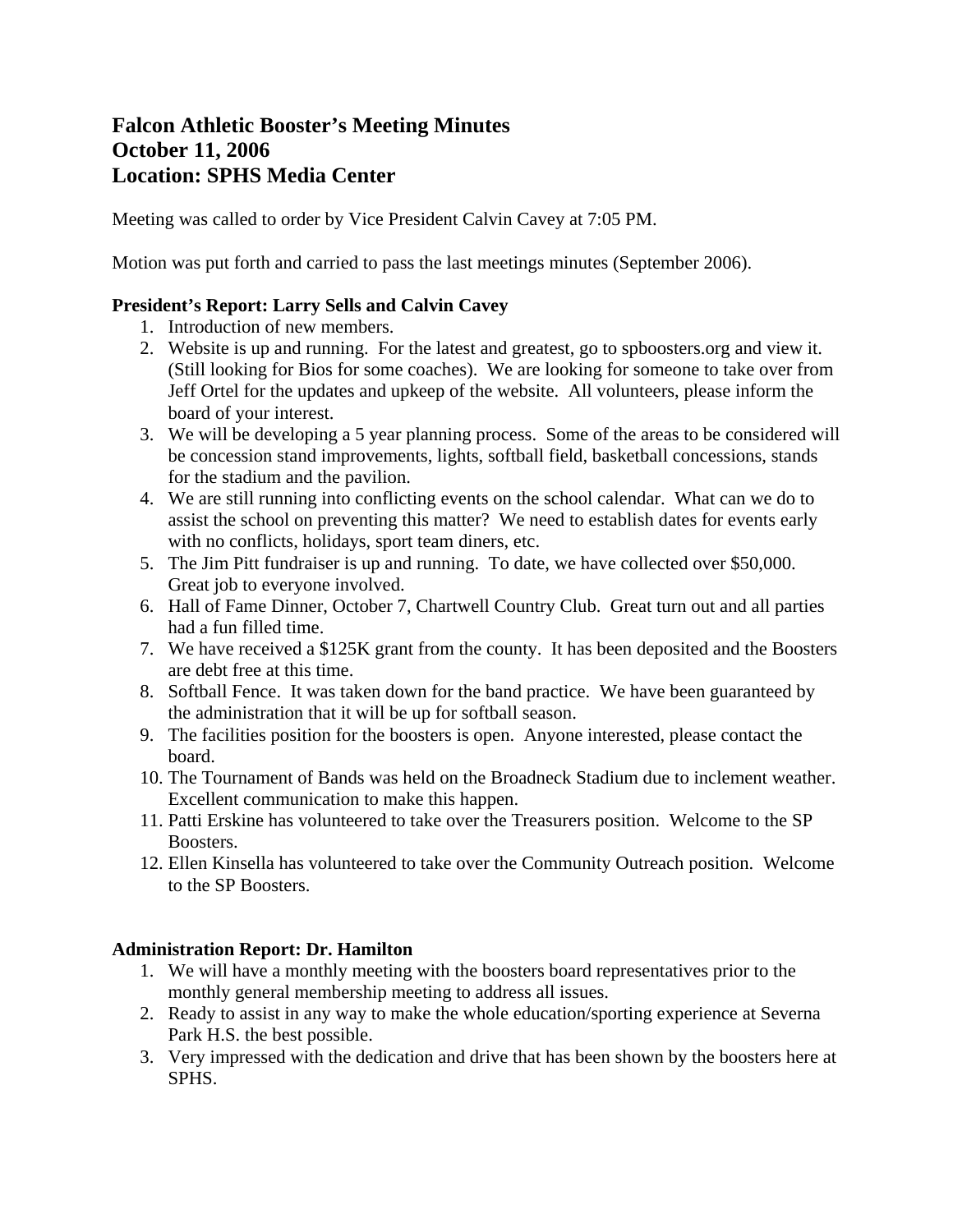# Falcon Athletic Booster's Meeting Minutes
# October 11, 2006
# Location: SPHS Media Center

Meeting was called to order by Vice President Calvin Cavey at 7:05 PM.

Motion was put forth and carried to pass the last meetings minutes (September 2006).

**President's Report: Larry Sells and Calvin Cavey**

1. Introduction of new members.
2. Website is up and running. For the latest and greatest, go to spboosters.org and view it. (Still looking for Bios for some coaches). We are looking for someone to take over from Jeff Ortel for the updates and upkeep of the website. All volunteers, please inform the board of your interest.
3. We will be developing a 5 year planning process. Some of the areas to be considered will be concession stand improvements, lights, softball field, basketball concessions, stands for the stadium and the pavilion.
4. We are still running into conflicting events on the school calendar. What can we do to assist the school on preventing this matter? We need to establish dates for events early with no conflicts, holidays, sport team diners, etc.
5. The Jim Pitt fundraiser is up and running. To date, we have collected over $50,000. Great job to everyone involved.
6. Hall of Fame Dinner, October 7, Chartwell Country Club. Great turn out and all parties had a fun filled time.
7. We have received a $125K grant from the county. It has been deposited and the Boosters are debt free at this time.
8. Softball Fence. It was taken down for the band practice. We have been guaranteed by the administration that it will be up for softball season.
9. The facilities position for the boosters is open. Anyone interested, please contact the board.
10. The Tournament of Bands was held on the Broadneck Stadium due to inclement weather. Excellent communication to make this happen.
11. Patti Erskine has volunteered to take over the Treasurers position. Welcome to the SP Boosters.
12. Ellen Kinsella has volunteered to take over the Community Outreach position. Welcome to the SP Boosters.

**Administration Report: Dr. Hamilton**

1. We will have a monthly meeting with the boosters board representatives prior to the monthly general membership meeting to address all issues.
2. Ready to assist in any way to make the whole education/sporting experience at Severna Park H.S. the best possible.
3. Very impressed with the dedication and drive that has been shown by the boosters here at SPHS.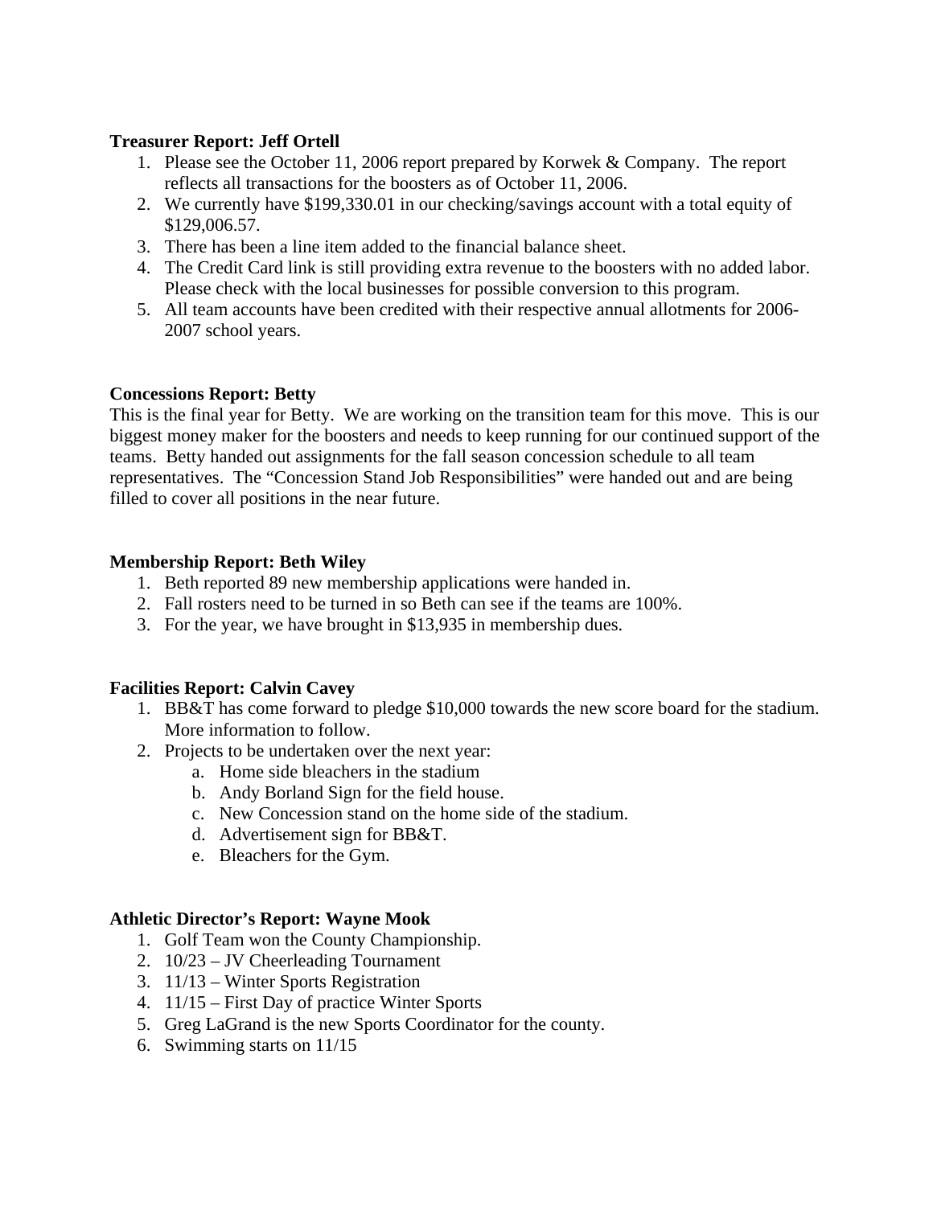**Treasurer Report: Jeff Ortell**

1. Please see the October 11, 2006 report prepared by Korwek & Company. The report reflects all transactions for the boosters as of October 11, 2006.
2. We currently have $199,330.01 in our checking/savings account with a total equity of $129,006.57.
3. There has been a line item added to the financial balance sheet.
4. The Credit Card link is still providing extra revenue to the boosters with no added labor. Please check with the local businesses for possible conversion to this program.
5. All team accounts have been credited with their respective annual allotments for 2006-2007 school years.

**Concessions Report: Betty**

This is the final year for Betty. We are working on the transition team for this move. This is our biggest money maker for the boosters and needs to keep running for our continued support of the teams. Betty handed out assignments for the fall season concession schedule to all team representatives. The "Concession Stand Job Responsibilities" were handed out and are being filled to cover all positions in the near future.

**Membership Report: Beth Wiley**

1. Beth reported 89 new membership applications were handed in.
2. Fall rosters need to be turned in so Beth can see if the teams are 100%.
3. For the year, we have brought in $13,935 in membership dues.

**Facilities Report: Calvin Cavey**

1. BB&T has come forward to pledge $10,000 towards the new score board for the stadium. More information to follow.
2. Projects to be undertaken over the next year:
    a. Home side bleachers in the stadium
    b. Andy Borland Sign for the field house.
    c. New Concession stand on the home side of the stadium.
    d. Advertisement sign for BB&T.
    e. Bleachers for the Gym.

**Athletic Director's Report: Wayne Mook**

1. Golf Team won the County Championship.
2. 10/23 – JV Cheerleading Tournament
3. 11/13 – Winter Sports Registration
4. 11/15 – First Day of practice Winter Sports
5. Greg LaGrand is the new Sports Coordinator for the county.
6. Swimming starts on 11/15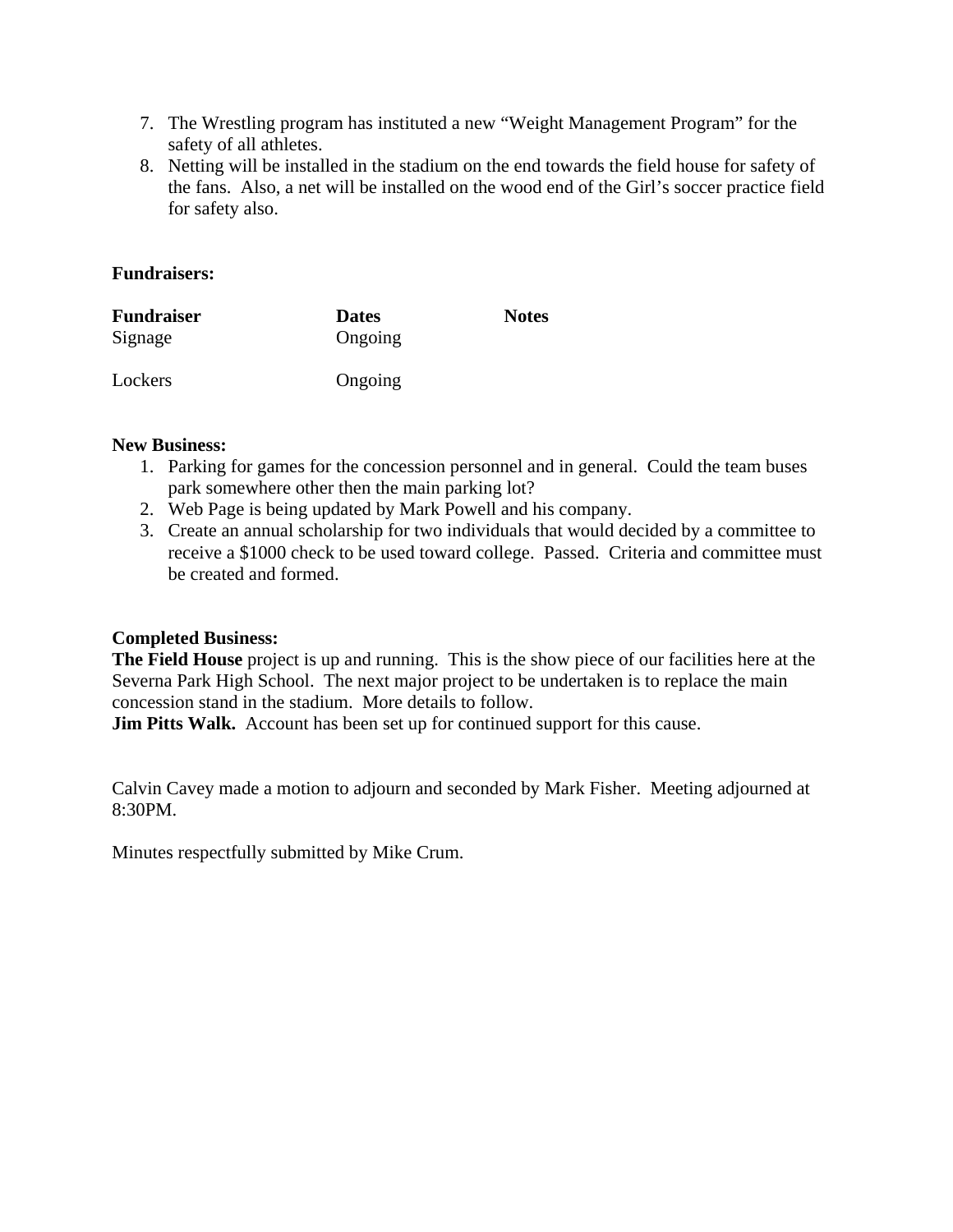7. The Wrestling program has instituted a new "Weight Management Program" for the safety of all athletes.
8. Netting will be installed in the stadium on the end towards the field house for safety of the fans. Also, a net will be installed on the wood end of the Girl's soccer practice field for safety also.

**Fundraisers:**

| **Fundraiser** | **Dates** | **Notes** |
|---|---|---|
| Signage | Ongoing | |
| Lockers | Ongoing | |

**New Business:**

1. Parking for games for the concession personnel and in general. Could the team buses park somewhere other then the main parking lot?
2. Web Page is being updated by Mark Powell and his company.
3. Create an annual scholarship for two individuals that would decided by a committee to receive a $1000 check to be used toward college. Passed. Criteria and committee must be created and formed.

**Completed Business:**
**The Field House** project is up and running. This is the show piece of our facilities here at the Severna Park High School. The next major project to be undertaken is to replace the main concession stand in the stadium. More details to follow.
**Jim Pitts Walk.** Account has been set up for continued support for this cause.

Calvin Cavey made a motion to adjourn and seconded by Mark Fisher. Meeting adjourned at 8:30PM.

Minutes respectfully submitted by Mike Crum.